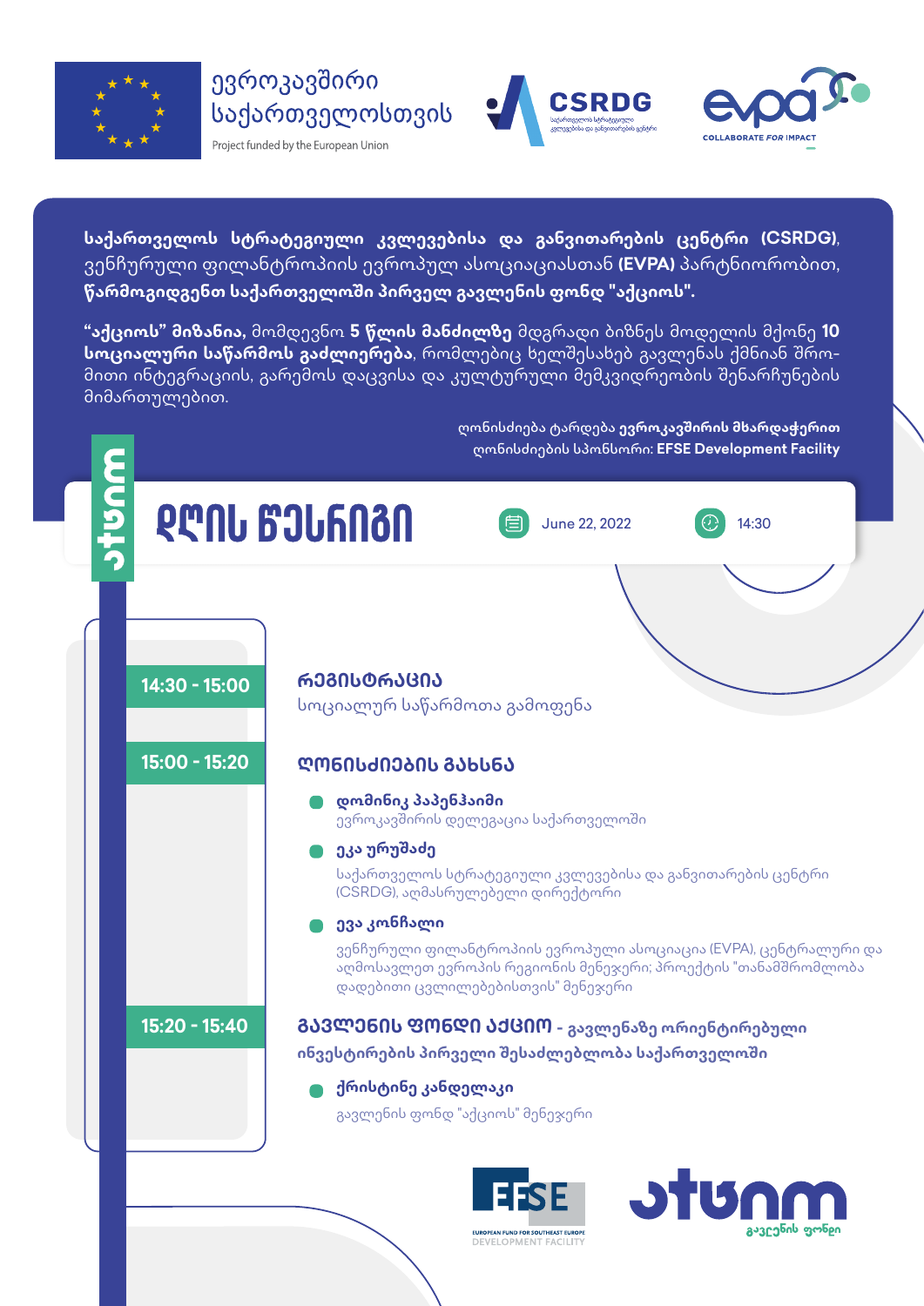ევროკავშირი საქართველოსთვის

Project funded by the European Union

CSRDG

evpa COLLABORATE FOR IMPACT

**საქართველოს სტრატეგიული კვლევებისა და განვითარების ცენტრი (CSRDG)**, ვენჩურული ფილანტროპიის ევროპულ ასოციაციასთან **(EVPA)** პარტნიორობით, **წარმოგიდგენთ საქართველოში პირველ გავლენის ფონდ "აქციოს".**

**"აქციოს" მიზანია,** მომდევნო **5 წლის მანძილზე** მდგრადი ბიზნესი მოდელის მქონე **10 სოციალური საწარმოს გაძლიერება**, რომლებიც ხელშესახებ გავლენას ქმნიან შრომითი ინტეგრაციის, გარემოს დაცვისა და კულტურული მემკვიდრეობის შენარჩუნების მიმართულებით.

ღონისძიება ტარდება **ევროკავშირის მხარდაჭერით**
ღონისძიების სპონსორი: **EFSE Development Facility**

# დღის წესრიგი

June 22, 2022 | 14:30

**14:30 - 15:00**

## რეგისტრაცია

სოციალურ საწარმოთა გამოფენა

**15:00 - 15:20**

## ღონისძიების გახსნა

- **დომინიკ პაპენჰაიმი**
  ევროკავშირის დელეგაცია საქართველოში
- **ეკა ურუშაძე**
  საქართველოს სტრატეგიული კვლევებისა და განვითარების ცენტრი (CSRDG), აღმასრულებელი დირექტორი
- **ევა კონჩალი**
  ვენჩურული ფილანტროპიის ევროპული ასოციაცია (EVPA), ცენტრალური და აღმოსავლეთ ევროპის რეგიონის მენეჯერი; პროექტის "თანამშრომლობა დადებითი ცვლილებებისთვის" მენეჯერი

**15:20 - 15:40**

## გავლენის ფონდი აქციო - გავლენაზე ორიენტირებული ინვესტირების პირველი შესაძლებლობა საქართველოში

- **ქრისტინე კანდელაკი**
  გავლენის ფონდ "აქციოს" მენეჯერი

EFSE EUROPEAN FUND FOR SOUTHEAST EUROPE DEVELOPMENT FACILITY

აქციო გავლენის ფონდი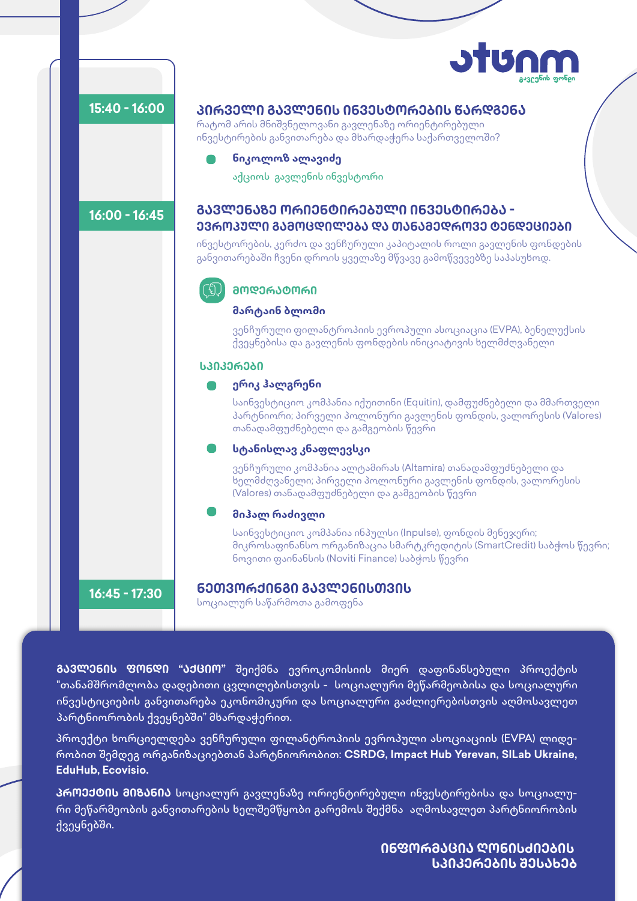### 15:40 - 16:00

## პირველი გავლენის ინვესტორების წარდგენა

რატომ არის მნიშვნელოვანი გავლენაზე ორიენტირებული ინვესტირების განვითარება და მხარდაჭერა საქართველოში?

- **ნიკოლოზ ალავიძე**

  აქციოს გავლენის ინვესტორი

### 16:00 - 16:45

## გავლენაზე ორიენტირებული ინვესტირება - ევროპული გამოცდილება და თანამედროვე ტენდენციები

ინვესტორების, კერძო და ვენჩურული კაპიტალის როლი გავლენის ფონდების განვითარებაში ჩვენი დროის ყველაზე მწვავე გამოწვევებზე საპასუხოდ.

**მოდერატორი**

**მარტაინ ბლომი**

ვენჩურული ფილანტროპიის ევროპული ასოციაცია (EVPA), ბენელუქსის ქვეყნებისა და გავლენის ფონდების ინიციატივის ხელმძღვანელი

**სპიკერები**

- **ერიკ ჰალგრენი**

  საინვესტიციო კომპანია იქუითინი (Equitin), დამფუძნებელი და მმართველი პარტნიორი; პირველი პოლონური გავლენის ფონდის, ვალორესის (Valores) თანადამფუძნებელი და გამგეობის წევრი

- **სტანისლავ კნაფლევსკი**

  ვენჩურული კომპანია ალტამირას (Altamira) თანადამფუძნებელი და ხელმძღვანელი; პირველი პოლონური გავლენის ფონდის, ვალორესის (Valores) თანადამფუძნებელი და გამგეობის წევრი

- **მიჰალ რაძივლი**

  საინვესტიციო კომპანია ინპულსი (Inpulse), ფონდის მენეჯერი; მიკროსაფინანსო ორგანიზაცია სმარტკრედიტის (SmartCredit) საბჭოს წევრი; ნოვითი ფაინანსის (Noviti Finance) საბჭოს წევრი

### 16:45 - 17:30

## ნეთვორქინგი გავლენისთვის

სოციალურ საწარმოთა გამოფენა

**გავლენის ფონდი "აქციო"** შეიქმნა ევროკომისიის მიერ დაფინანსებული პროექტის "თანამშრომლობა დადებითი ცვლილებისთვის - სოციალური მეწარმეობისა და სოციალური ინვესტიციების განვითარება ეკონომიკური და სოციალური გაძლიერებისთვის აღმოსავლეთ პარტნიორობის ქვეყნებში" მხარდაჭერით.

პროექტი ხორციელდება ვენჩურული ფილანტროპიის ევროპული ასოციაციის (EVPA) ლიდერობით შემდეგ ორგანიზაციებთან პარტნიორობით: **CSRDG, Impact Hub Yerevan, SILab Ukraine, EduHub, Ecovisio.**

**პროექტის მიზანია** სოციალურ გავლენაზე ორიენტირებული ინვესტირებისა და სოციალური მეწარმეობის განვითარების ხელშემწყობი გარემოს შექმნა აღმოსავლეთ პარტნიორობის ქვეყნებში.

**ინფორმაცია ღონისძიების სპიკერების შესახებ**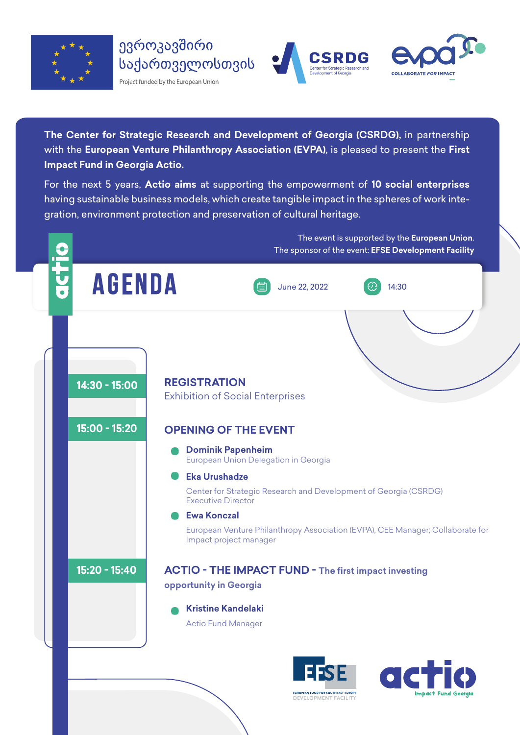ევროკავშირი საქართველოსთვის

Project funded by the European Union

CSRDG Center for Strategic Research and Development of Georgia

evpa COLLABORATE FOR IMPACT

**The Center for Strategic Research and Development of Georgia (CSRDG),** in partnership with the **European Venture Philanthropy Association (EVPA)**, is pleased to present the **First Impact Fund in Georgia Actio.**

For the next 5 years, **Actio aims** at supporting the empowerment of **10 social enterprises** having sustainable business models, which create tangible impact in the spheres of work integration, environment protection and preservation of cultural heritage.

The event is supported by the **European Union**.
The sponsor of the event: **EFSE Development Facility**

# AGENDA

June 22, 2022 — 14:30

**14:30 - 15:00**

## REGISTRATION

Exhibition of Social Enterprises

**15:00 - 15:20**

## OPENING OF THE EVENT

- **Dominik Papenheim**
  European Union Delegation in Georgia
- **Eka Urushadze**
  Center for Strategic Research and Development of Georgia (CSRDG) Executive Director
- **Ewa Konczal**
  European Venture Philanthropy Association (EVPA), CEE Manager; Collaborate for Impact project manager

**15:20 - 15:40**

## ACTIO - THE IMPACT FUND - The first impact investing opportunity in Georgia

- **Kristine Kandelaki**
  Actio Fund Manager

EFSE EUROPEAN FUND FOR SOUTHEAST EUROPE DEVELOPMENT FACILITY

actio Impact Fund Georgia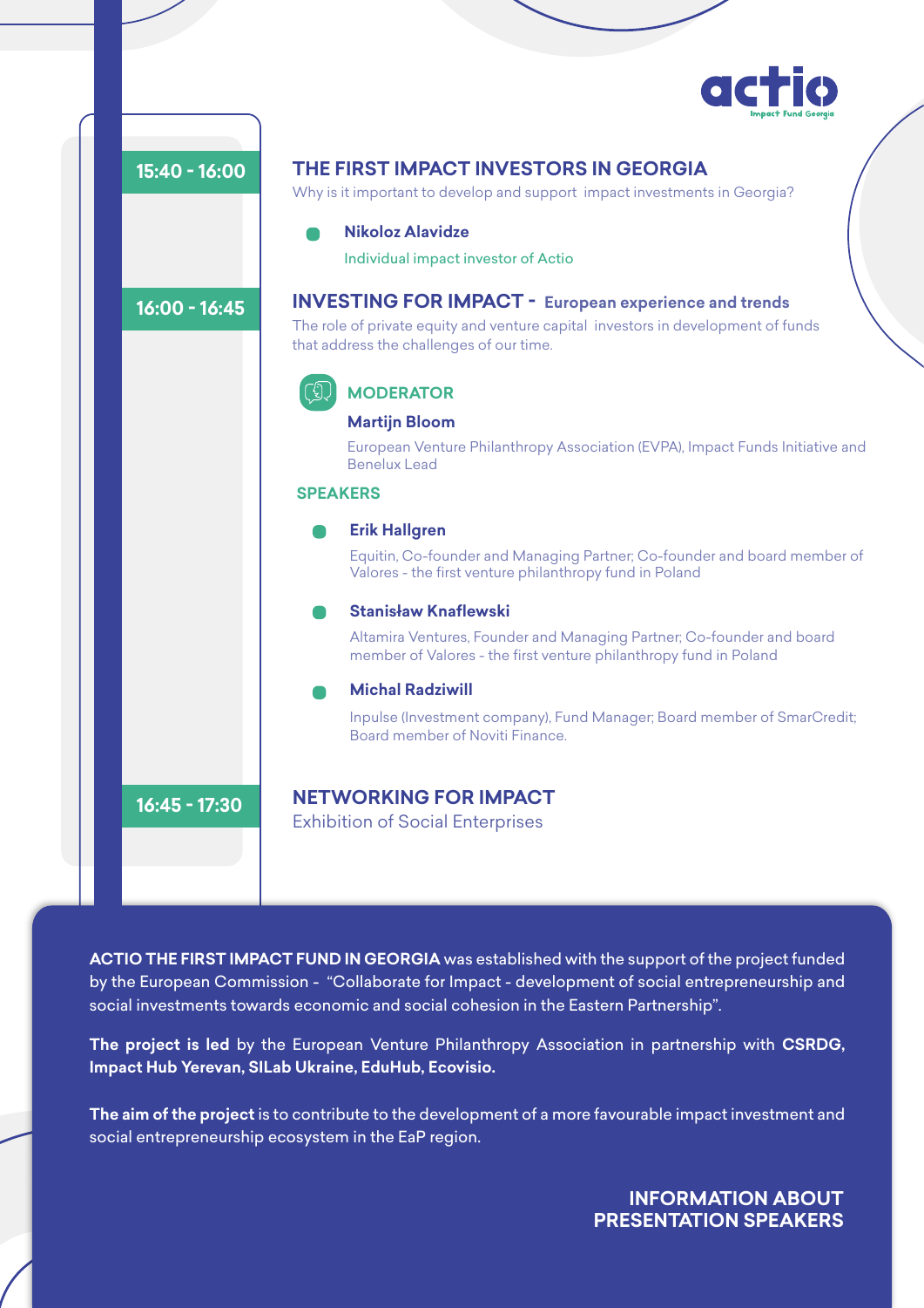actio
Impact Fund Georgia

**15:40 - 16:00**

## THE FIRST IMPACT INVESTORS IN GEORGIA

Why is it important to develop and support impact investments in Georgia?

- **Nikoloz Alavidze**
  Individual impact investor of Actio

**16:00 - 16:45**

## INVESTING FOR IMPACT - European experience and trends

The role of private equity and venture capital investors in development of funds that address the challenges of our time.

### MODERATOR

**Martijn Bloom**

European Venture Philanthropy Association (EVPA), Impact Funds Initiative and Benelux Lead

### SPEAKERS

- **Erik Hallgren**
  Equitin, Co-founder and Managing Partner; Co-founder and board member of Valores - the first venture philanthropy fund in Poland

- **Stanisław Knaflewski**
  Altamira Ventures, Founder and Managing Partner; Co-founder and board member of Valores - the first venture philanthropy fund in Poland

- **Michal Radziwill**
  Inpulse (Investment company), Fund Manager; Board member of SmarCredit; Board member of Noviti Finance.

**16:45 - 17:30**

## NETWORKING FOR IMPACT

Exhibition of Social Enterprises

**ACTIO THE FIRST IMPACT FUND IN GEORGIA** was established with the support of the project funded by the European Commission - "Collaborate for Impact - development of social entrepreneurship and social investments towards economic and social cohesion in the Eastern Partnership".

**The project is led** by the European Venture Philanthropy Association in partnership with **CSRDG, Impact Hub Yerevan, SILab Ukraine, EduHub, Ecovisio.**

**The aim of the project** is to contribute to the development of a more favourable impact investment and social entrepreneurship ecosystem in the EaP region.

**INFORMATION ABOUT PRESENTATION SPEAKERS**